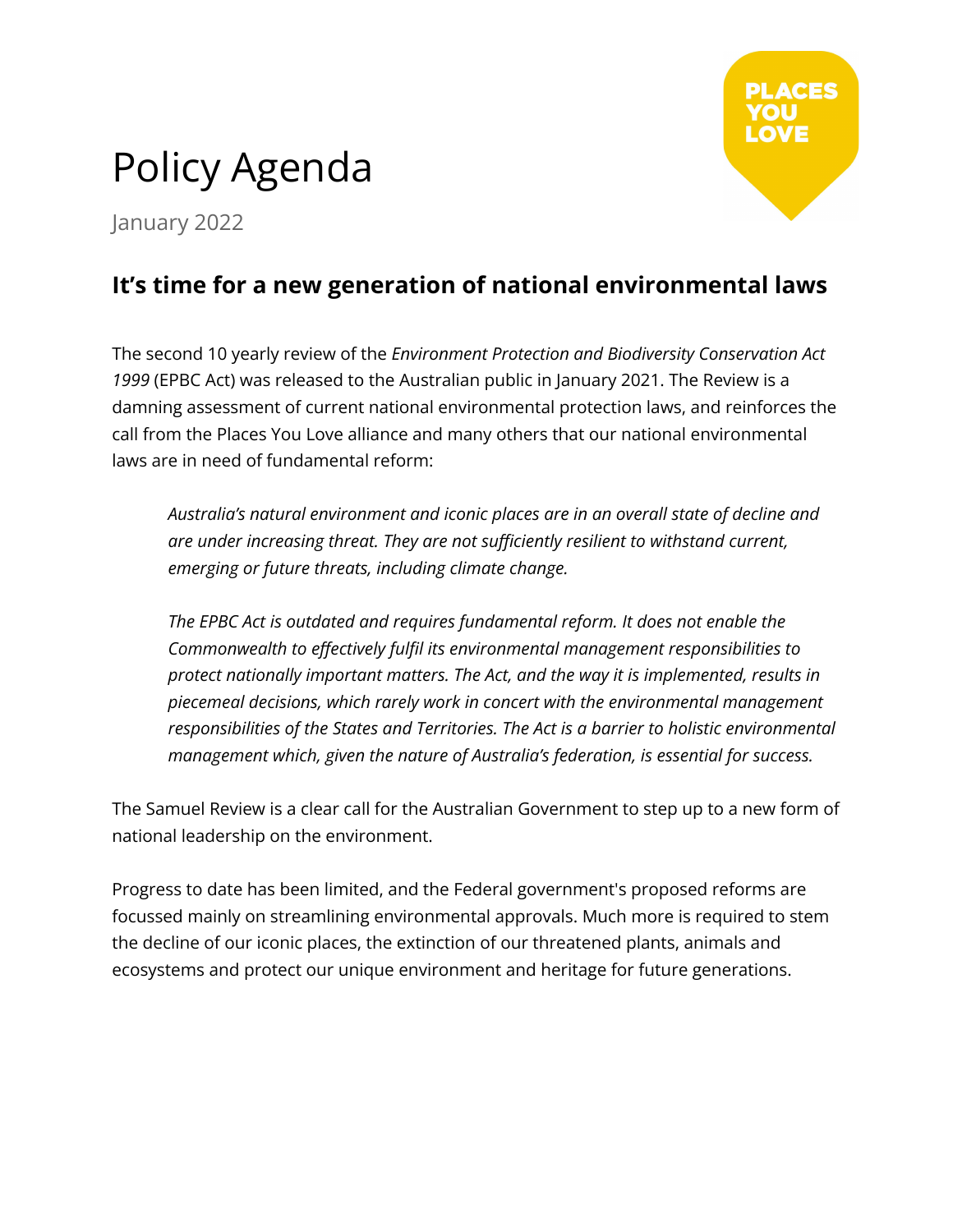# Policy Agenda

January 2022

PLACES YOU LOVE

## It's time for a new generation of national environmental laws

The second 10 yearly review of the *Environment Protection and Biodiversity Conservation Act 1999* (EPBC Act) was released to the Australian public in January 2021. The Review is a damning assessment of current national environmental protection laws, and reinforces the call from the Places You Love alliance and many others that our national environmental laws are in need of fundamental reform:

> *Australia's natural environment and iconic places are in an overall state of decline and are under increasing threat. They are not sufficiently resilient to withstand current, emerging or future threats, including climate change.*
>
> *The EPBC Act is outdated and requires fundamental reform. It does not enable the Commonwealth to effectively fulfil its environmental management responsibilities to protect nationally important matters. The Act, and the way it is implemented, results in piecemeal decisions, which rarely work in concert with the environmental management responsibilities of the States and Territories. The Act is a barrier to holistic environmental management which, given the nature of Australia's federation, is essential for success.*

The Samuel Review is a clear call for the Australian Government to step up to a new form of national leadership on the environment.

Progress to date has been limited, and the Federal government's proposed reforms are focussed mainly on streamlining environmental approvals. Much more is required to stem the decline of our iconic places, the extinction of our threatened plants, animals and ecosystems and protect our unique environment and heritage for future generations.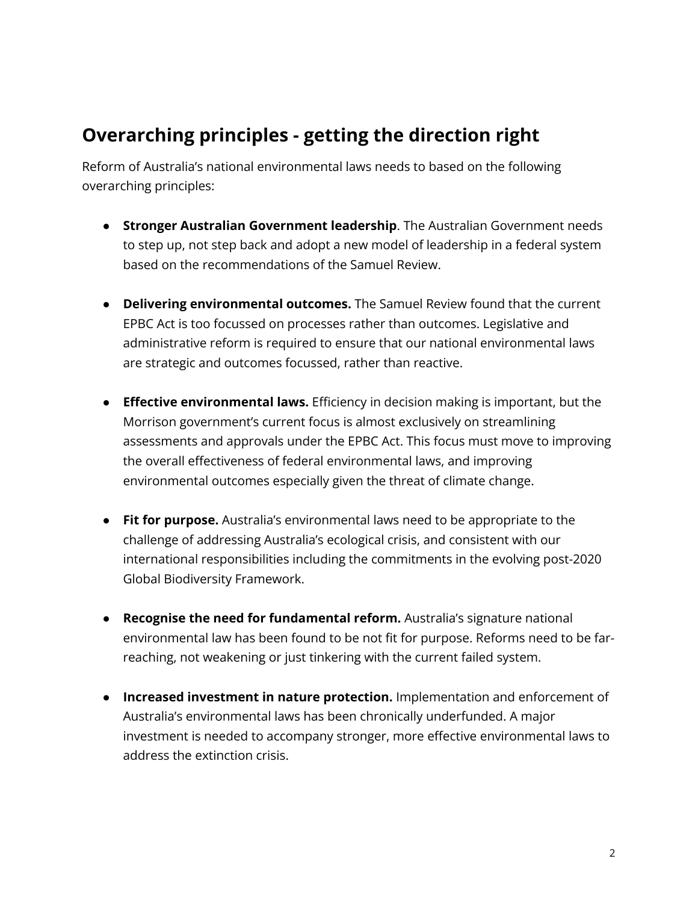## Overarching principles - getting the direction right

Reform of Australia's national environmental laws needs to based on the following overarching principles:

- **Stronger Australian Government leadership**. The Australian Government needs to step up, not step back and adopt a new model of leadership in a federal system based on the recommendations of the Samuel Review.

- **Delivering environmental outcomes.** The Samuel Review found that the current EPBC Act is too focussed on processes rather than outcomes. Legislative and administrative reform is required to ensure that our national environmental laws are strategic and outcomes focussed, rather than reactive.

- **Effective environmental laws.** Efficiency in decision making is important, but the Morrison government's current focus is almost exclusively on streamlining assessments and approvals under the EPBC Act. This focus must move to improving the overall effectiveness of federal environmental laws, and improving environmental outcomes especially given the threat of climate change.

- **Fit for purpose.** Australia's environmental laws need to be appropriate to the challenge of addressing Australia's ecological crisis, and consistent with our international responsibilities including the commitments in the evolving post-2020 Global Biodiversity Framework.

- **Recognise the need for fundamental reform.** Australia's signature national environmental law has been found to be not fit for purpose. Reforms need to be far-reaching, not weakening or just tinkering with the current failed system.

- **Increased investment in nature protection.** Implementation and enforcement of Australia's environmental laws has been chronically underfunded. A major investment is needed to accompany stronger, more effective environmental laws to address the extinction crisis.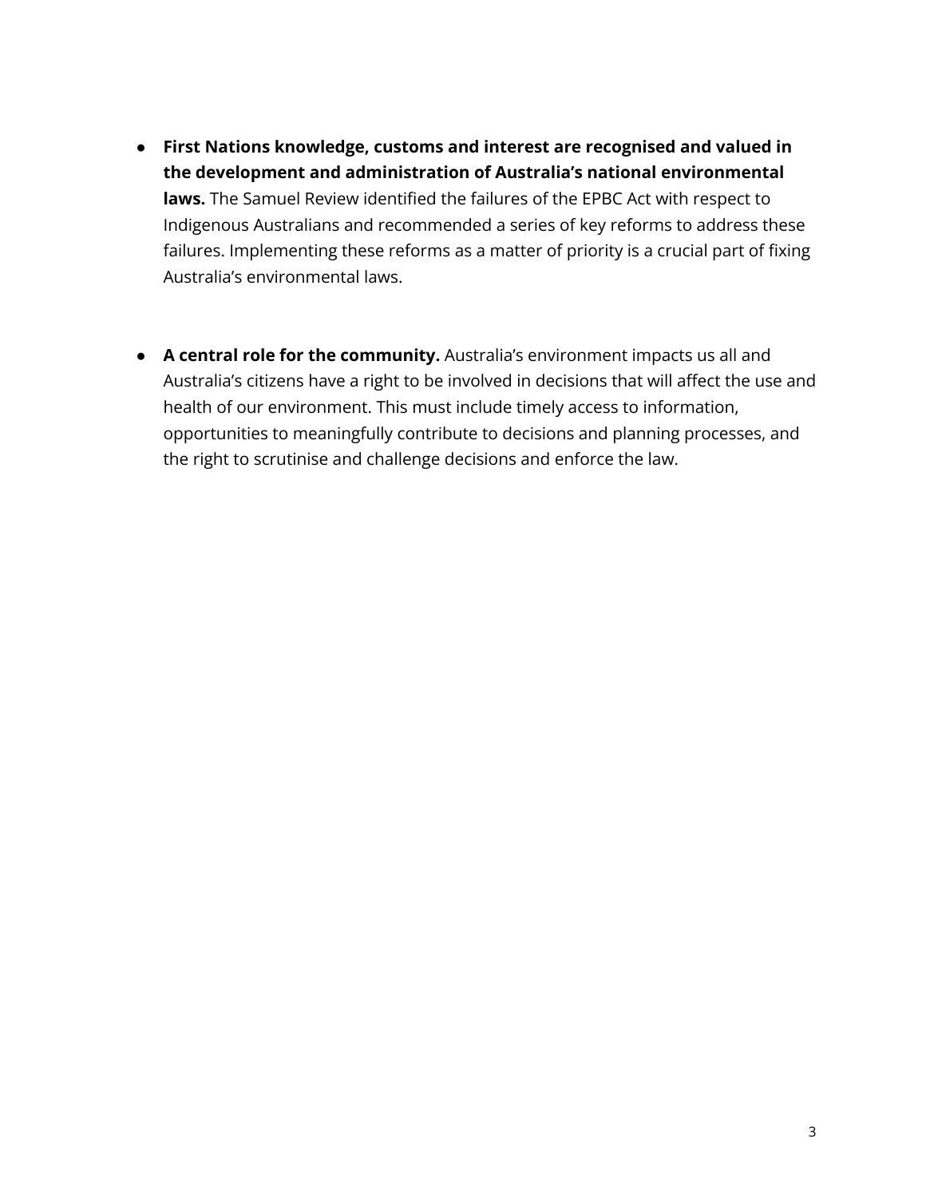- **First Nations knowledge, customs and interest are recognised and valued in the development and administration of Australia's national environmental laws.** The Samuel Review identified the failures of the EPBC Act with respect to Indigenous Australians and recommended a series of key reforms to address these failures. Implementing these reforms as a matter of priority is a crucial part of fixing Australia's environmental laws.

- **A central role for the community.** Australia's environment impacts us all and Australia's citizens have a right to be involved in decisions that will affect the use and health of our environment. This must include timely access to information, opportunities to meaningfully contribute to decisions and planning processes, and the right to scrutinise and challenge decisions and enforce the law.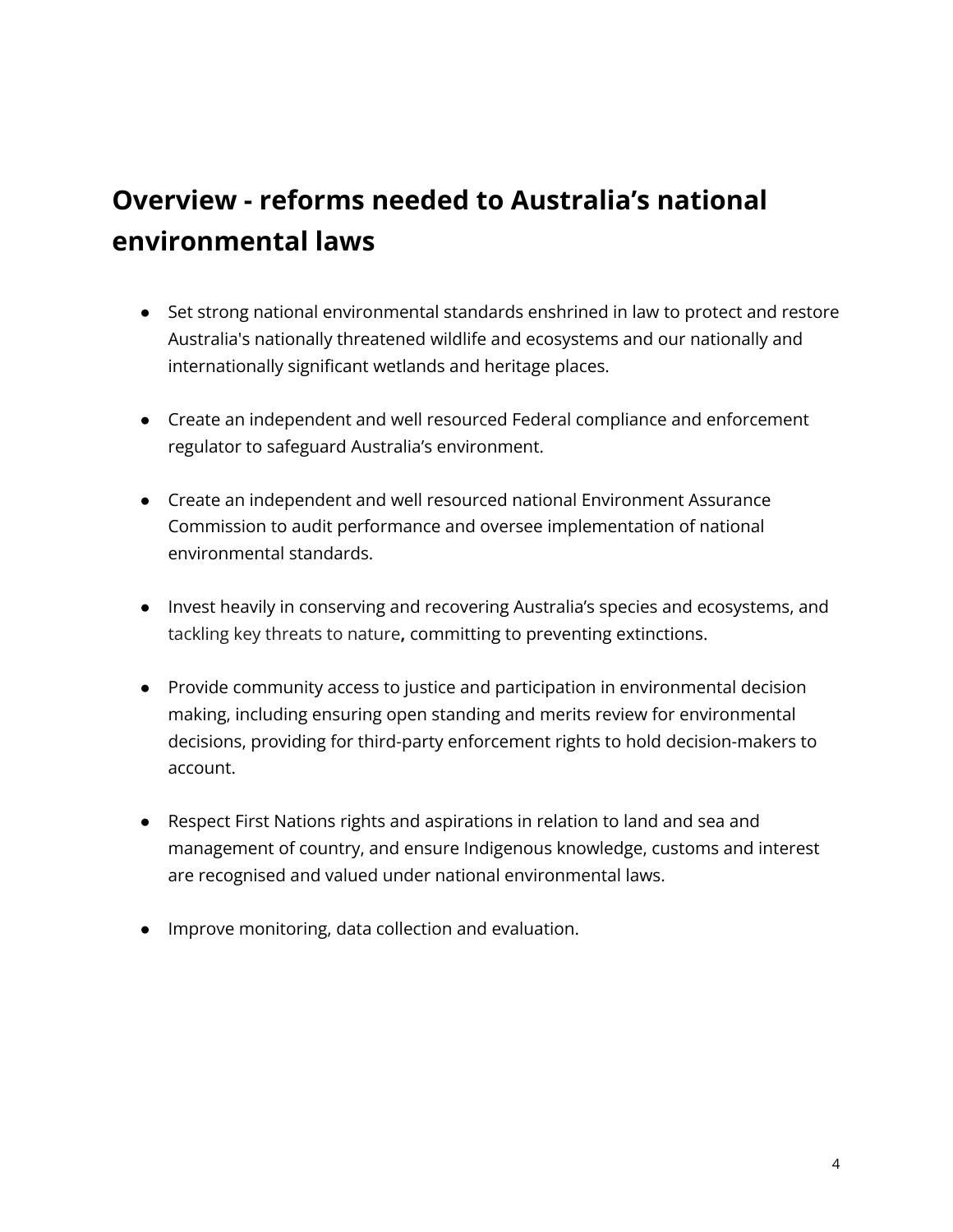## Overview - reforms needed to Australia's national environmental laws

- Set strong national environmental standards enshrined in law to protect and restore Australia's nationally threatened wildlife and ecosystems and our nationally and internationally significant wetlands and heritage places.

- Create an independent and well resourced Federal compliance and enforcement regulator to safeguard Australia's environment.

- Create an independent and well resourced national Environment Assurance Commission to audit performance and oversee implementation of national environmental standards.

- Invest heavily in conserving and recovering Australia's species and ecosystems, and tackling key threats to nature**,** committing to preventing extinctions.

- Provide community access to justice and participation in environmental decision making, including ensuring open standing and merits review for environmental decisions, providing for third-party enforcement rights to hold decision-makers to account.

- Respect First Nations rights and aspirations in relation to land and sea and management of country, and ensure Indigenous knowledge, customs and interest are recognised and valued under national environmental laws.

- Improve monitoring, data collection and evaluation.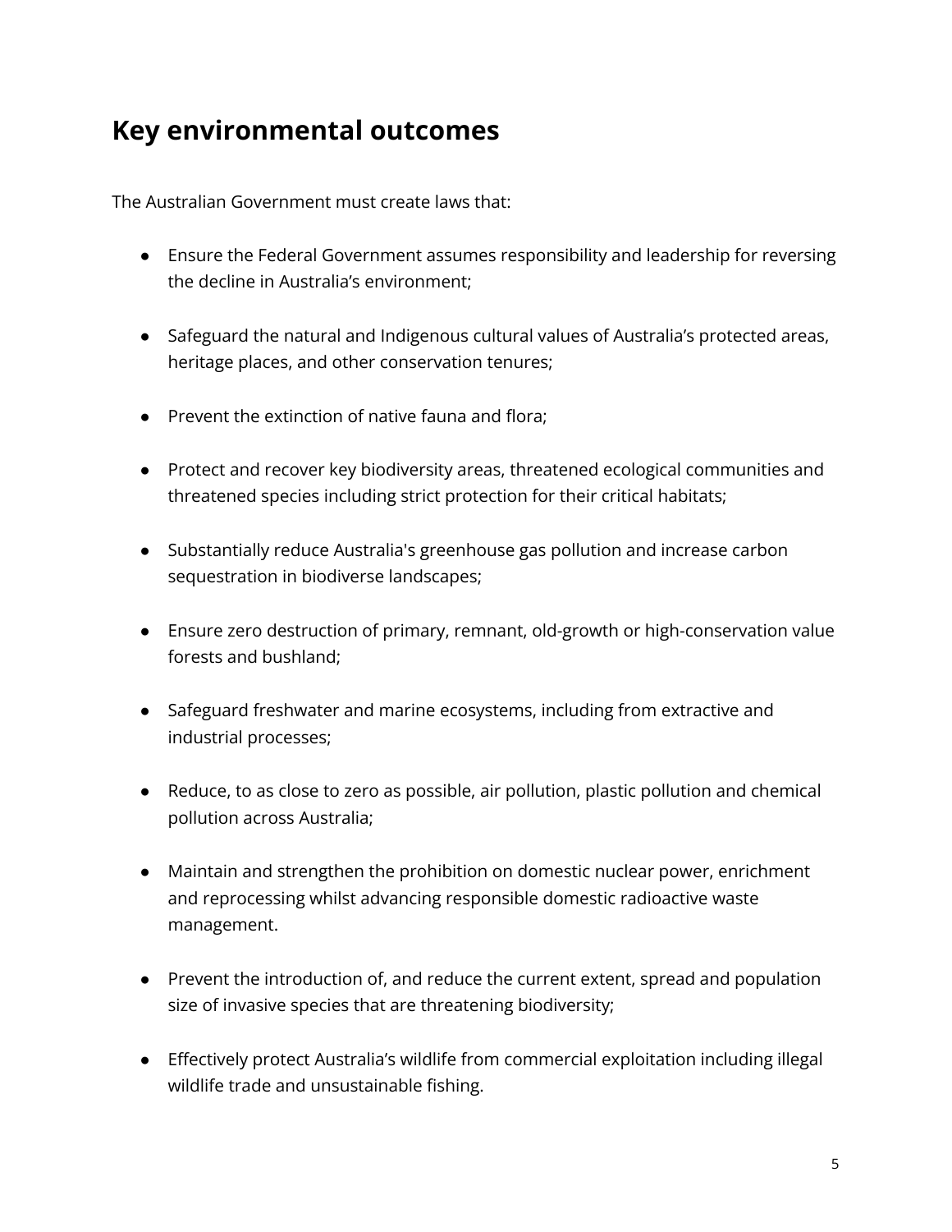## Key environmental outcomes

The Australian Government must create laws that:

- Ensure the Federal Government assumes responsibility and leadership for reversing the decline in Australia's environment;
- Safeguard the natural and Indigenous cultural values of Australia's protected areas, heritage places, and other conservation tenures;
- Prevent the extinction of native fauna and flora;
- Protect and recover key biodiversity areas, threatened ecological communities and threatened species including strict protection for their critical habitats;
- Substantially reduce Australia's greenhouse gas pollution and increase carbon sequestration in biodiverse landscapes;
- Ensure zero destruction of primary, remnant, old-growth or high-conservation value forests and bushland;
- Safeguard freshwater and marine ecosystems, including from extractive and industrial processes;
- Reduce, to as close to zero as possible, air pollution, plastic pollution and chemical pollution across Australia;
- Maintain and strengthen the prohibition on domestic nuclear power, enrichment and reprocessing whilst advancing responsible domestic radioactive waste management.
- Prevent the introduction of, and reduce the current extent, spread and population size of invasive species that are threatening biodiversity;
- Effectively protect Australia's wildlife from commercial exploitation including illegal wildlife trade and unsustainable fishing.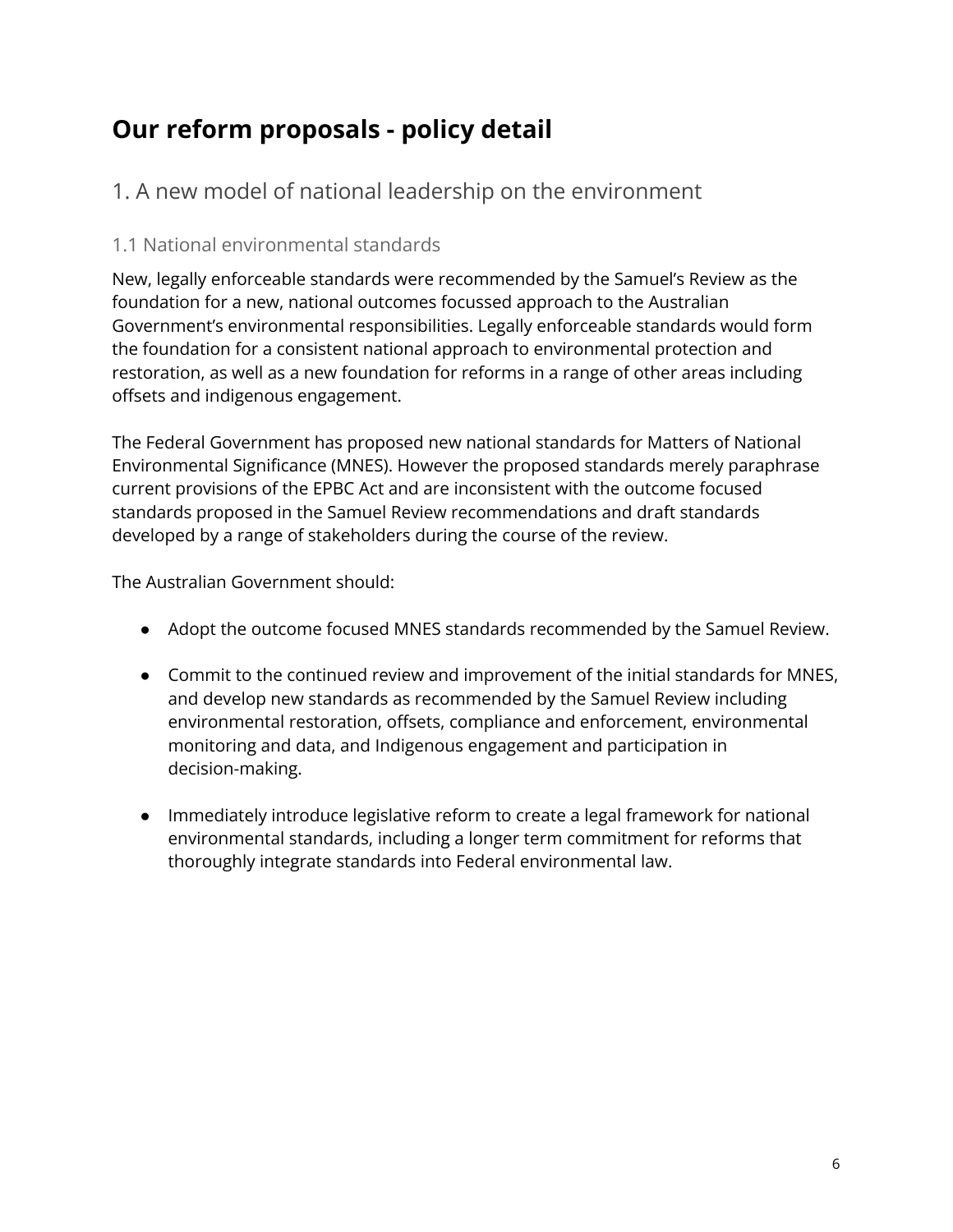# Our reform proposals - policy detail

## 1. A new model of national leadership on the environment

### 1.1 National environmental standards

New, legally enforceable standards were recommended by the Samuel's Review as the foundation for a new, national outcomes focussed approach to the Australian Government's environmental responsibilities. Legally enforceable standards would form the foundation for a consistent national approach to environmental protection and restoration, as well as a new foundation for reforms in a range of other areas including offsets and indigenous engagement.

The Federal Government has proposed new national standards for Matters of National Environmental Significance (MNES). However the proposed standards merely paraphrase current provisions of the EPBC Act and are inconsistent with the outcome focused standards proposed in the Samuel Review recommendations and draft standards developed by a range of stakeholders during the course of the review.

The Australian Government should:

- Adopt the outcome focused MNES standards recommended by the Samuel Review.
- Commit to the continued review and improvement of the initial standards for MNES, and develop new standards as recommended by the Samuel Review including environmental restoration, offsets, compliance and enforcement, environmental monitoring and data, and Indigenous engagement and participation in decision-making.
- Immediately introduce legislative reform to create a legal framework for national environmental standards, including a longer term commitment for reforms that thoroughly integrate standards into Federal environmental law.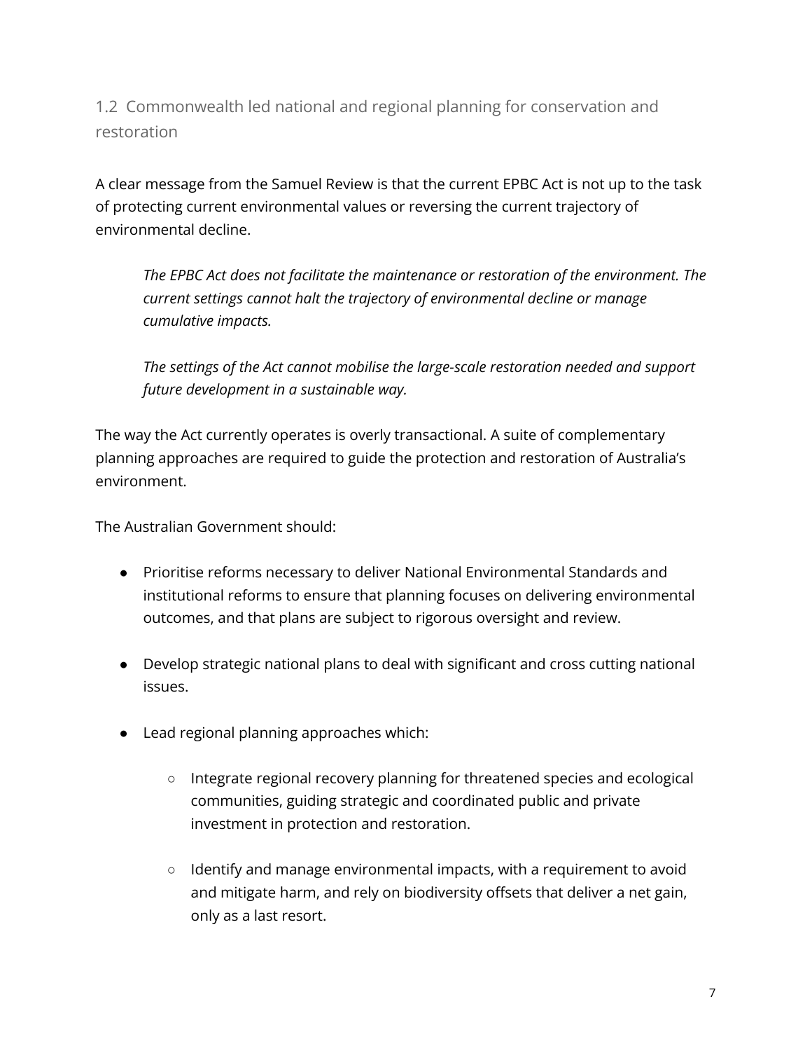### 1.2 Commonwealth led national and regional planning for conservation and restoration

A clear message from the Samuel Review is that the current EPBC Act is not up to the task of protecting current environmental values or reversing the current trajectory of environmental decline.

> *The EPBC Act does not facilitate the maintenance or restoration of the environment. The current settings cannot halt the trajectory of environmental decline or manage cumulative impacts.*
>
> *The settings of the Act cannot mobilise the large-scale restoration needed and support future development in a sustainable way.*

The way the Act currently operates is overly transactional. A suite of complementary planning approaches are required to guide the protection and restoration of Australia's environment.

The Australian Government should:

- Prioritise reforms necessary to deliver National Environmental Standards and institutional reforms to ensure that planning focuses on delivering environmental outcomes, and that plans are subject to rigorous oversight and review.
- Develop strategic national plans to deal with significant and cross cutting national issues.
- Lead regional planning approaches which:
  - Integrate regional recovery planning for threatened species and ecological communities, guiding strategic and coordinated public and private investment in protection and restoration.
  - Identify and manage environmental impacts, with a requirement to avoid and mitigate harm, and rely on biodiversity offsets that deliver a net gain, only as a last resort.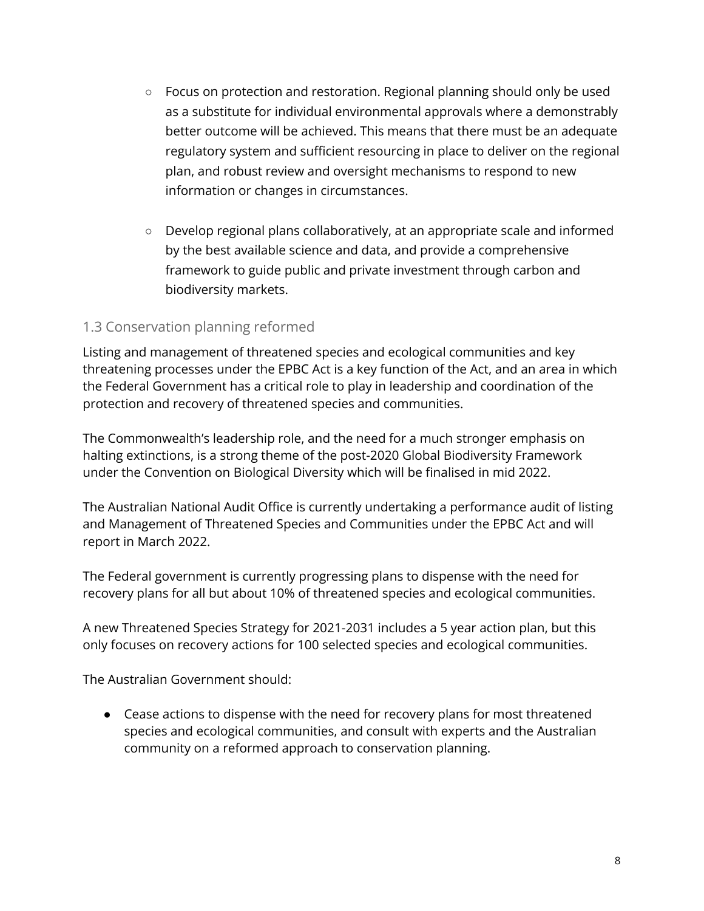- Focus on protection and restoration. Regional planning should only be used as a substitute for individual environmental approvals where a demonstrably better outcome will be achieved. This means that there must be an adequate regulatory system and sufficient resourcing in place to deliver on the regional plan, and robust review and oversight mechanisms to respond to new information or changes in circumstances.

  - Develop regional plans collaboratively, at an appropriate scale and informed by the best available science and data, and provide a comprehensive framework to guide public and private investment through carbon and biodiversity markets.

### 1.3 Conservation planning reformed

Listing and management of threatened species and ecological communities and key threatening processes under the EPBC Act is a key function of the Act, and an area in which the Federal Government has a critical role to play in leadership and coordination of the protection and recovery of threatened species and communities.

The Commonwealth's leadership role, and the need for a much stronger emphasis on halting extinctions, is a strong theme of the post-2020 Global Biodiversity Framework under the Convention on Biological Diversity which will be finalised in mid 2022.

The Australian National Audit Office is currently undertaking a performance audit of listing and Management of Threatened Species and Communities under the EPBC Act and will report in March 2022.

The Federal government is currently progressing plans to dispense with the need for recovery plans for all but about 10% of threatened species and ecological communities.

A new Threatened Species Strategy for 2021-2031 includes a 5 year action plan, but this only focuses on recovery actions for 100 selected species and ecological communities.

The Australian Government should:

- Cease actions to dispense with the need for recovery plans for most threatened species and ecological communities, and consult with experts and the Australian community on a reformed approach to conservation planning.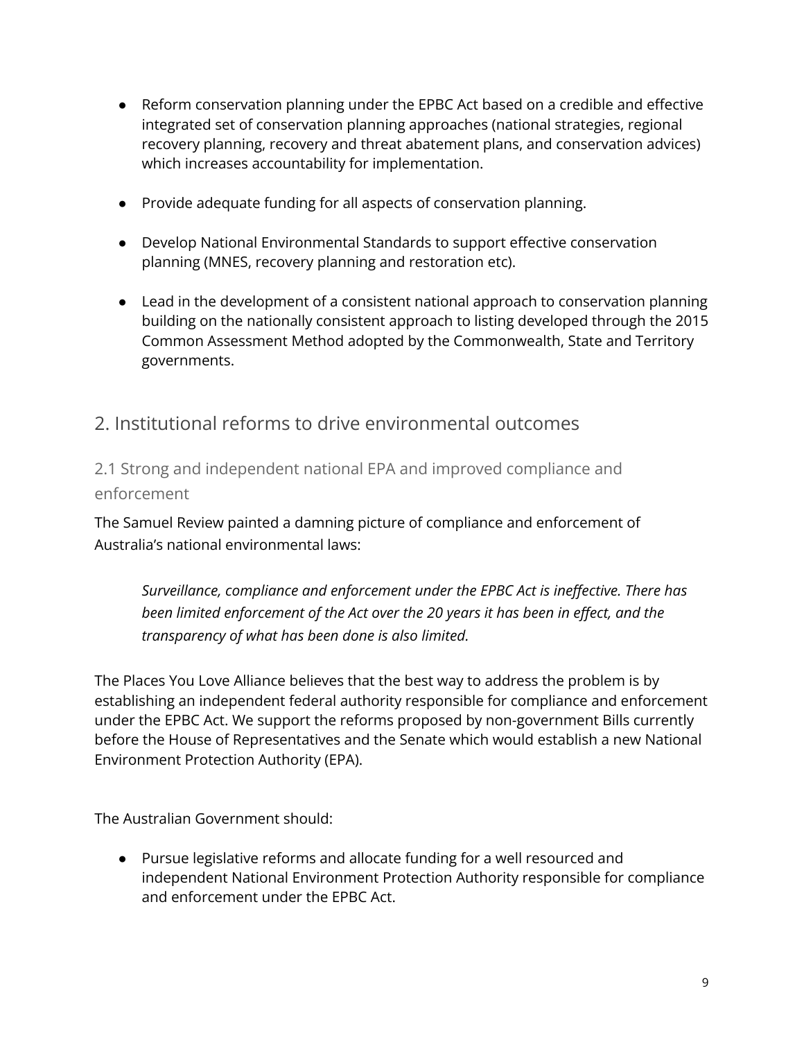- Reform conservation planning under the EPBC Act based on a credible and effective integrated set of conservation planning approaches (national strategies, regional recovery planning, recovery and threat abatement plans, and conservation advices) which increases accountability for implementation.

- Provide adequate funding for all aspects of conservation planning.

- Develop National Environmental Standards to support effective conservation planning (MNES, recovery planning and restoration etc).

- Lead in the development of a consistent national approach to conservation planning building on the nationally consistent approach to listing developed through the 2015 Common Assessment Method adopted by the Commonwealth, State and Territory governments.

## 2. Institutional reforms to drive environmental outcomes

### 2.1 Strong and independent national EPA and improved compliance and enforcement

The Samuel Review painted a damning picture of compliance and enforcement of Australia's national environmental laws:

> *Surveillance, compliance and enforcement under the EPBC Act is ineffective. There has been limited enforcement of the Act over the 20 years it has been in effect, and the transparency of what has been done is also limited.*

The Places You Love Alliance believes that the best way to address the problem is by establishing an independent federal authority responsible for compliance and enforcement under the EPBC Act. We support the reforms proposed by non-government Bills currently before the House of Representatives and the Senate which would establish a new National Environment Protection Authority (EPA).

The Australian Government should:

- Pursue legislative reforms and allocate funding for a well resourced and independent National Environment Protection Authority responsible for compliance and enforcement under the EPBC Act.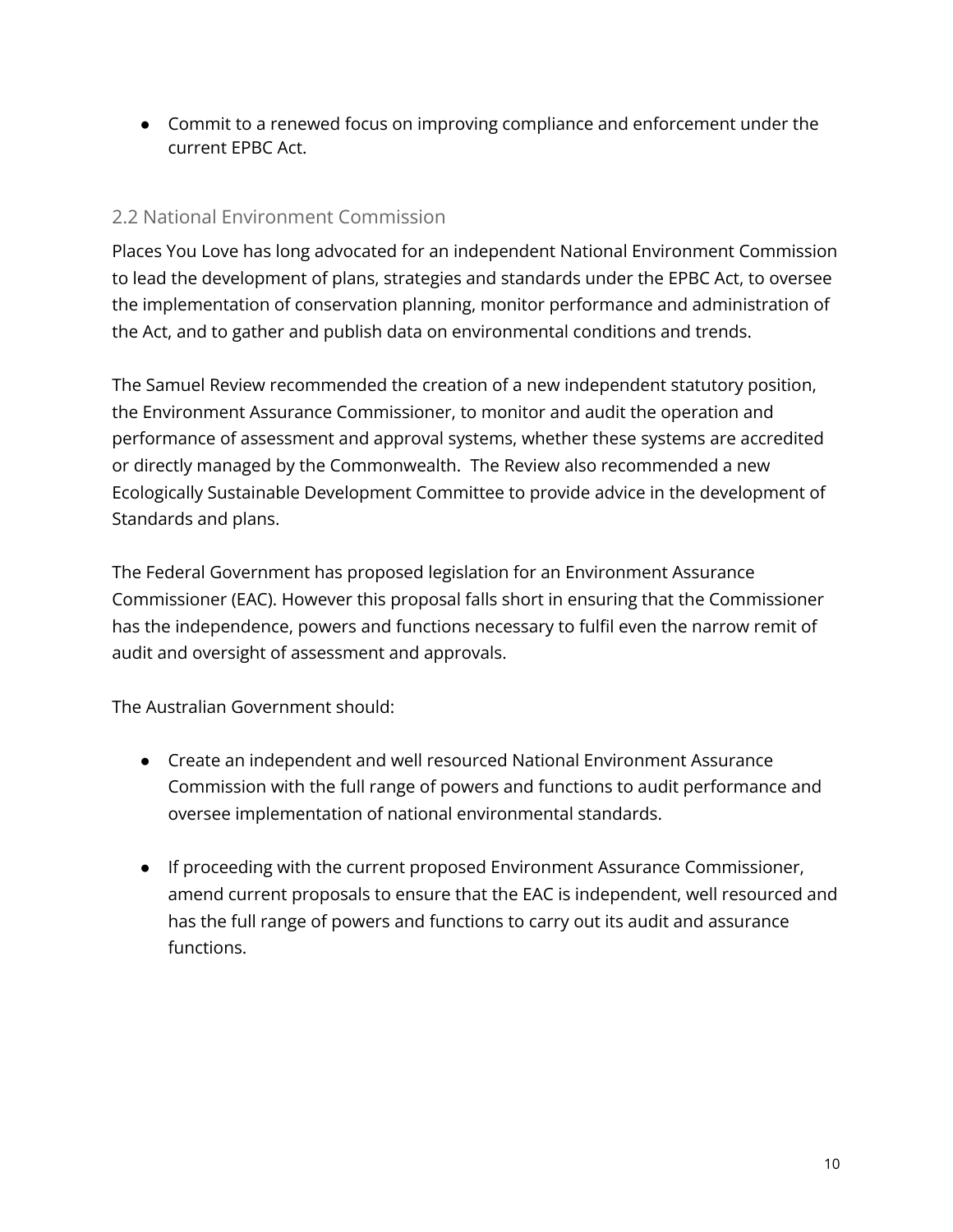- Commit to a renewed focus on improving compliance and enforcement under the current EPBC Act.

## 2.2 National Environment Commission

Places You Love has long advocated for an independent National Environment Commission to lead the development of plans, strategies and standards under the EPBC Act, to oversee the implementation of conservation planning, monitor performance and administration of the Act, and to gather and publish data on environmental conditions and trends.

The Samuel Review recommended the creation of a new independent statutory position, the Environment Assurance Commissioner, to monitor and audit the operation and performance of assessment and approval systems, whether these systems are accredited or directly managed by the Commonwealth. The Review also recommended a new Ecologically Sustainable Development Committee to provide advice in the development of Standards and plans.

The Federal Government has proposed legislation for an Environment Assurance Commissioner (EAC). However this proposal falls short in ensuring that the Commissioner has the independence, powers and functions necessary to fulfil even the narrow remit of audit and oversight of assessment and approvals.

The Australian Government should:

- Create an independent and well resourced National Environment Assurance Commission with the full range of powers and functions to audit performance and oversee implementation of national environmental standards.

- If proceeding with the current proposed Environment Assurance Commissioner, amend current proposals to ensure that the EAC is independent, well resourced and has the full range of powers and functions to carry out its audit and assurance functions.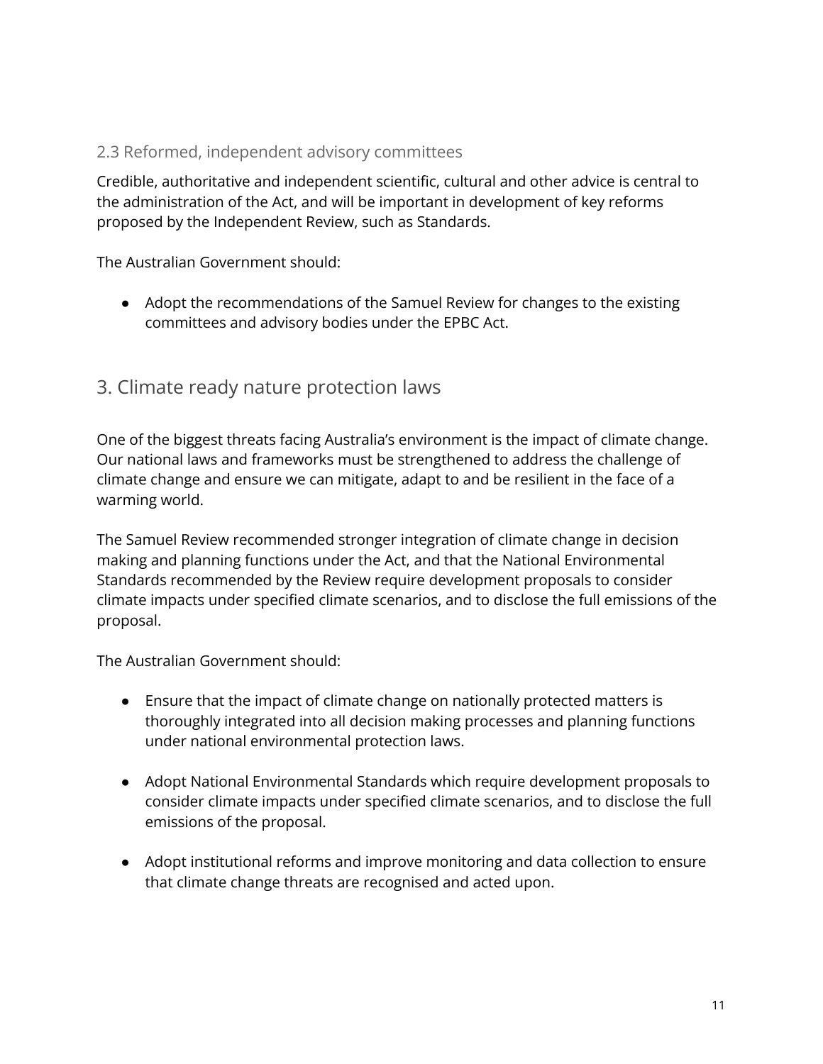### 2.3 Reformed, independent advisory committees

Credible, authoritative and independent scientific, cultural and other advice is central to the administration of the Act, and will be important in development of key reforms proposed by the Independent Review, such as Standards.

The Australian Government should:

- Adopt the recommendations of the Samuel Review for changes to the existing committees and advisory bodies under the EPBC Act.

## 3. Climate ready nature protection laws

One of the biggest threats facing Australia's environment is the impact of climate change. Our national laws and frameworks must be strengthened to address the challenge of climate change and ensure we can mitigate, adapt to and be resilient in the face of a warming world.

The Samuel Review recommended stronger integration of climate change in decision making and planning functions under the Act, and that the National Environmental Standards recommended by the Review require development proposals to consider climate impacts under specified climate scenarios, and to disclose the full emissions of the proposal.

The Australian Government should:

- Ensure that the impact of climate change on nationally protected matters is thoroughly integrated into all decision making processes and planning functions under national environmental protection laws.

- Adopt National Environmental Standards which require development proposals to consider climate impacts under specified climate scenarios, and to disclose the full emissions of the proposal.

- Adopt institutional reforms and improve monitoring and data collection to ensure that climate change threats are recognised and acted upon.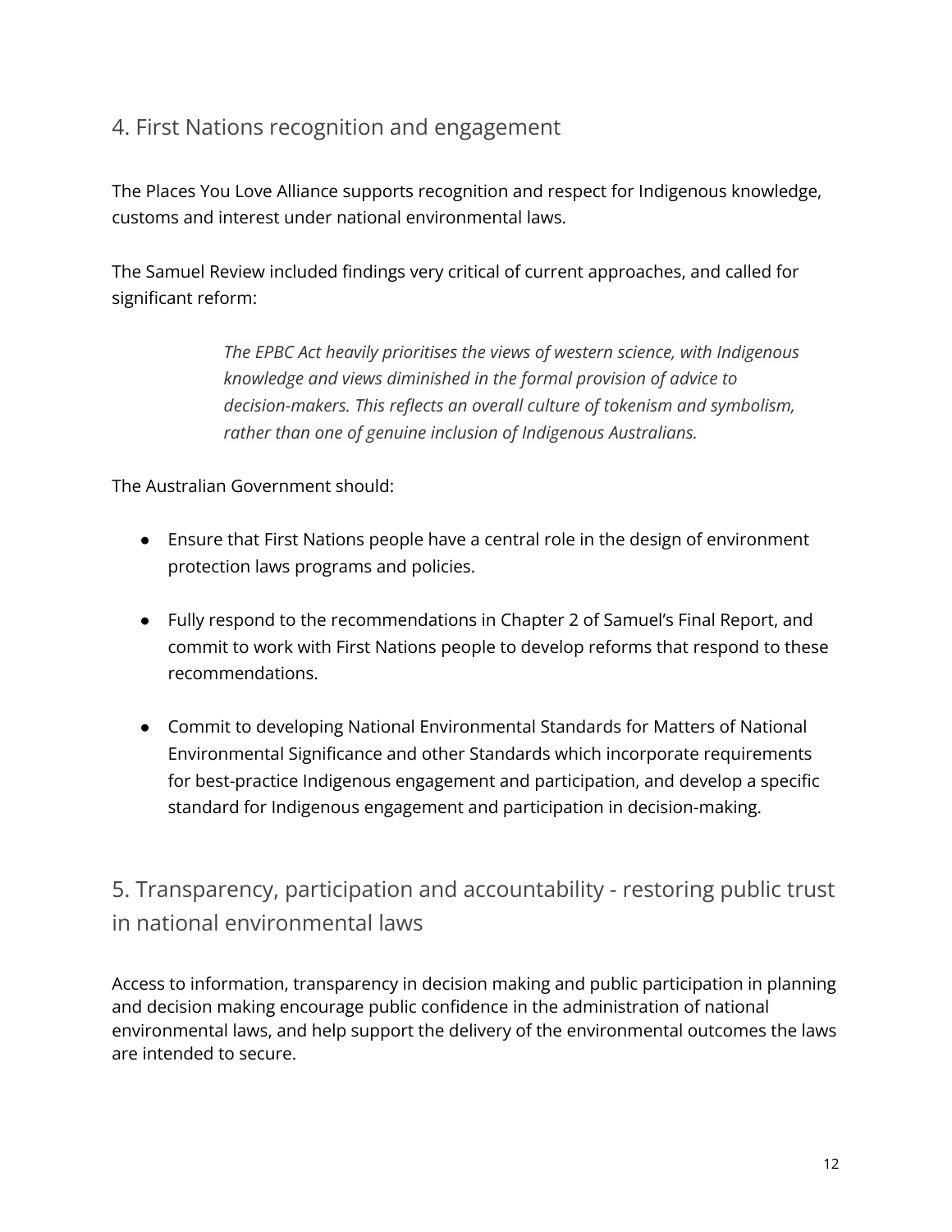## 4. First Nations recognition and engagement

The Places You Love Alliance supports recognition and respect for Indigenous knowledge, customs and interest under national environmental laws.

The Samuel Review included findings very critical of current approaches, and called for significant reform:

> *The EPBC Act heavily prioritises the views of western science, with Indigenous knowledge and views diminished in the formal provision of advice to decision-makers. This reflects an overall culture of tokenism and symbolism, rather than one of genuine inclusion of Indigenous Australians.*

The Australian Government should:

- Ensure that First Nations people have a central role in the design of environment protection laws programs and policies.
- Fully respond to the recommendations in Chapter 2 of Samuel's Final Report, and commit to work with First Nations people to develop reforms that respond to these recommendations.
- Commit to developing National Environmental Standards for Matters of National Environmental Significance and other Standards which incorporate requirements for best-practice Indigenous engagement and participation, and develop a specific standard for Indigenous engagement and participation in decision-making.

## 5. Transparency, participation and accountability - restoring public trust in national environmental laws

Access to information, transparency in decision making and public participation in planning and decision making encourage public confidence in the administration of national environmental laws, and help support the delivery of the environmental outcomes the laws are intended to secure.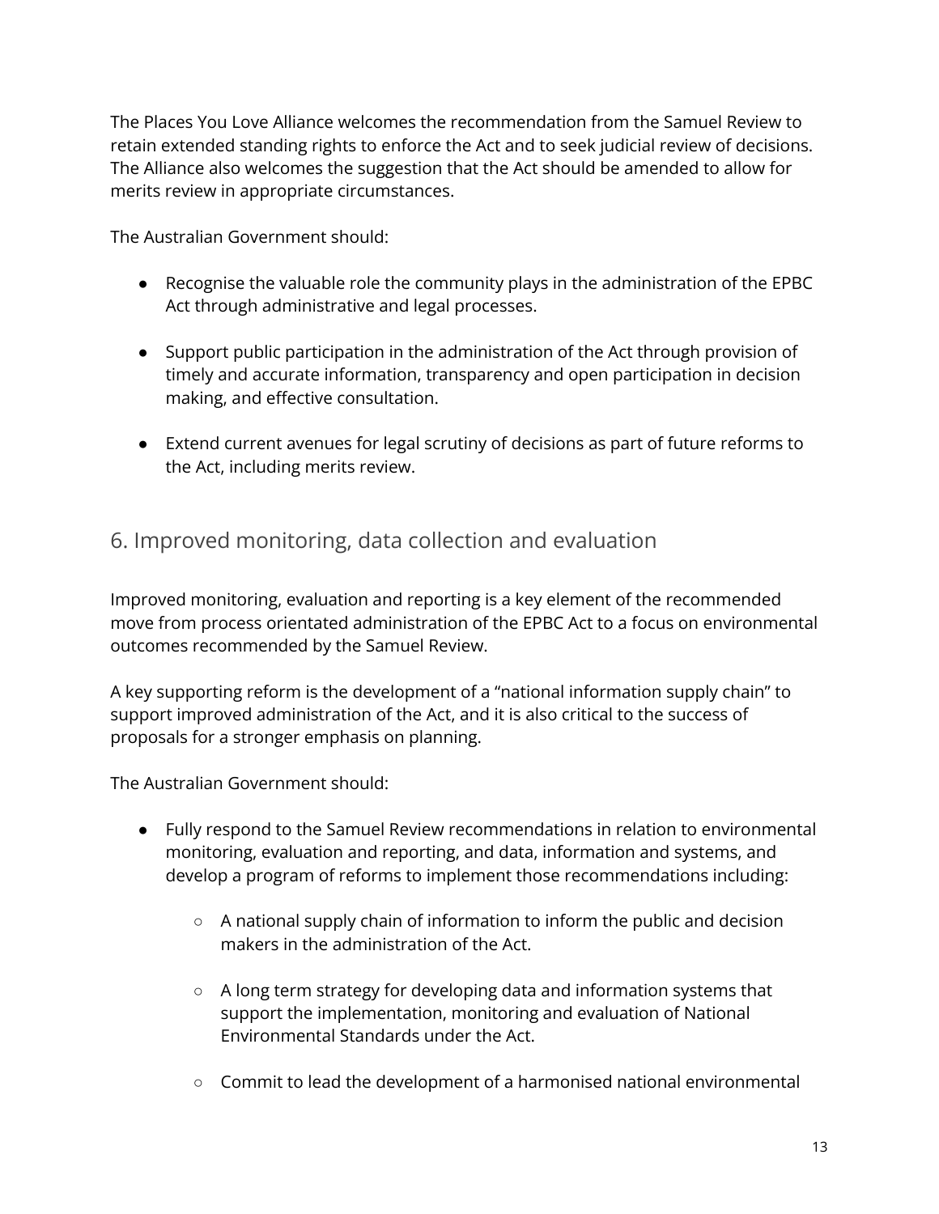The Places You Love Alliance welcomes the recommendation from the Samuel Review to retain extended standing rights to enforce the Act and to seek judicial review of decisions. The Alliance also welcomes the suggestion that the Act should be amended to allow for merits review in appropriate circumstances.

The Australian Government should:

- Recognise the valuable role the community plays in the administration of the EPBC Act through administrative and legal processes.

- Support public participation in the administration of the Act through provision of timely and accurate information, transparency and open participation in decision making, and effective consultation.

- Extend current avenues for legal scrutiny of decisions as part of future reforms to the Act, including merits review.

## 6. Improved monitoring, data collection and evaluation

Improved monitoring, evaluation and reporting is a key element of the recommended move from process orientated administration of the EPBC Act to a focus on environmental outcomes recommended by the Samuel Review.

A key supporting reform is the development of a "national information supply chain" to support improved administration of the Act, and it is also critical to the success of proposals for a stronger emphasis on planning.

The Australian Government should:

- Fully respond to the Samuel Review recommendations in relation to environmental monitoring, evaluation and reporting, and data, information and systems, and develop a program of reforms to implement those recommendations including:

    - A national supply chain of information to inform the public and decision makers in the administration of the Act.

    - A long term strategy for developing data and information systems that support the implementation, monitoring and evaluation of National Environmental Standards under the Act.

    - Commit to lead the development of a harmonised national environmental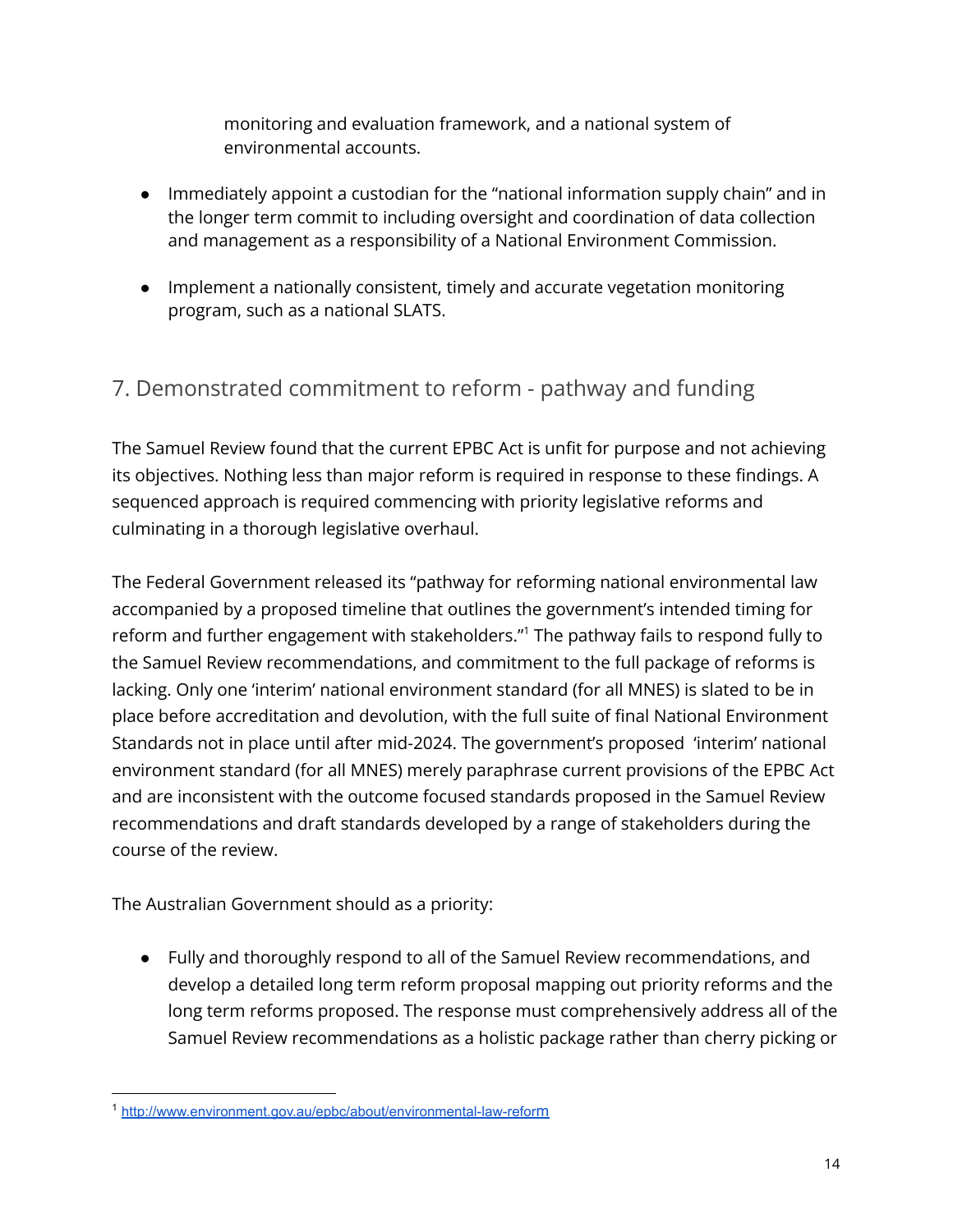monitoring and evaluation framework, and a national system of environmental accounts.

- Immediately appoint a custodian for the "national information supply chain" and in the longer term commit to including oversight and coordination of data collection and management as a responsibility of a National Environment Commission.

- Implement a nationally consistent, timely and accurate vegetation monitoring program, such as a national SLATS.

## 7. Demonstrated commitment to reform - pathway and funding

The Samuel Review found that the current EPBC Act is unfit for purpose and not achieving its objectives. Nothing less than major reform is required in response to these findings. A sequenced approach is required commencing with priority legislative reforms and culminating in a thorough legislative overhaul.

The Federal Government released its "pathway for reforming national environmental law accompanied by a proposed timeline that outlines the government's intended timing for reform and further engagement with stakeholders."[1] The pathway fails to respond fully to the Samuel Review recommendations, and commitment to the full package of reforms is lacking. Only one 'interim' national environment standard (for all MNES) is slated to be in place before accreditation and devolution, with the full suite of final National Environment Standards not in place until after mid-2024. The government's proposed 'interim' national environment standard (for all MNES) merely paraphrase current provisions of the EPBC Act and are inconsistent with the outcome focused standards proposed in the Samuel Review recommendations and draft standards developed by a range of stakeholders during the course of the review.

The Australian Government should as a priority:

- Fully and thoroughly respond to all of the Samuel Review recommendations, and develop a detailed long term reform proposal mapping out priority reforms and the long term reforms proposed. The response must comprehensively address all of the Samuel Review recommendations as a holistic package rather than cherry picking or

[1] http://www.environment.gov.au/epbc/about/environmental-law-reform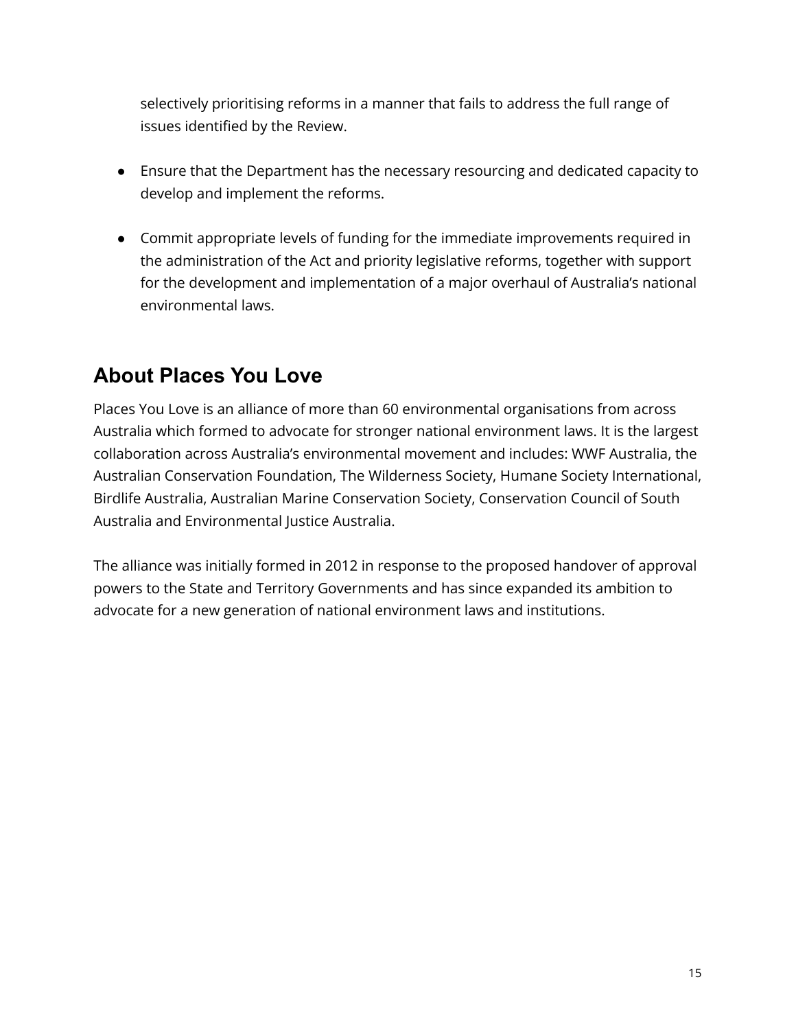selectively prioritising reforms in a manner that fails to address the full range of issues identified by the Review.

- Ensure that the Department has the necessary resourcing and dedicated capacity to develop and implement the reforms.

- Commit appropriate levels of funding for the immediate improvements required in the administration of the Act and priority legislative reforms, together with support for the development and implementation of a major overhaul of Australia's national environmental laws.

## About Places You Love

Places You Love is an alliance of more than 60 environmental organisations from across Australia which formed to advocate for stronger national environment laws. It is the largest collaboration across Australia's environmental movement and includes: WWF Australia, the Australian Conservation Foundation, The Wilderness Society, Humane Society International, Birdlife Australia, Australian Marine Conservation Society, Conservation Council of South Australia and Environmental Justice Australia.

The alliance was initially formed in 2012 in response to the proposed handover of approval powers to the State and Territory Governments and has since expanded its ambition to advocate for a new generation of national environment laws and institutions.